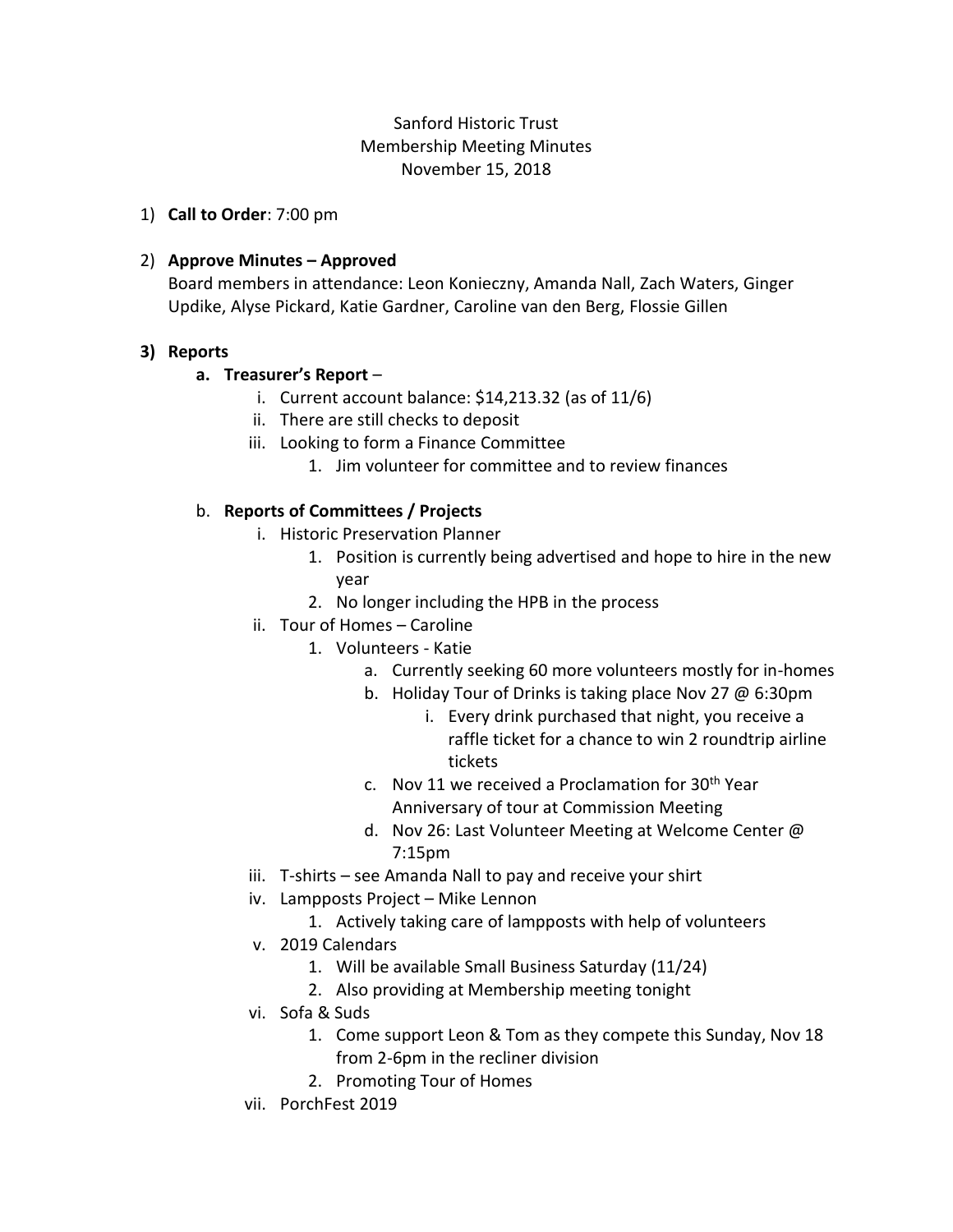Sanford Historic Trust
Membership Meeting Minutes
November 15, 2018

1) **Call to Order**: 7:00 pm

2) **Approve Minutes – Approved**
   Board members in attendance: Leon Konieczny, Amanda Nall, Zach Waters, Ginger Updike, Alyse Pickard, Katie Gardner, Caroline van den Berg, Flossie Gillen

3) **Reports**
   a. **Treasurer's Report** –
      i. Current account balance: $14,213.32 (as of 11/6)
      ii. There are still checks to deposit
      iii. Looking to form a Finance Committee
         1. Jim volunteer for committee and to review finances

   b. **Reports of Committees / Projects**
      i. Historic Preservation Planner
         1. Position is currently being advertised and hope to hire in the new year
         2. No longer including the HPB in the process
      ii. Tour of Homes – Caroline
         1. Volunteers - Katie
            a. Currently seeking 60 more volunteers mostly for in-homes
            b. Holiday Tour of Drinks is taking place Nov 27 @ 6:30pm
               i. Every drink purchased that night, you receive a raffle ticket for a chance to win 2 roundtrip airline tickets
            c. Nov 11 we received a Proclamation for 30th Year Anniversary of tour at Commission Meeting
            d. Nov 26: Last Volunteer Meeting at Welcome Center @ 7:15pm
      iii. T-shirts – see Amanda Nall to pay and receive your shirt
      iv. Lampposts Project – Mike Lennon
         1. Actively taking care of lampposts with help of volunteers
      v. 2019 Calendars
         1. Will be available Small Business Saturday (11/24)
         2. Also providing at Membership meeting tonight
      vi. Sofa & Suds
         1. Come support Leon & Tom as they compete this Sunday, Nov 18 from 2-6pm in the recliner division
         2. Promoting Tour of Homes
      vii. PorchFest 2019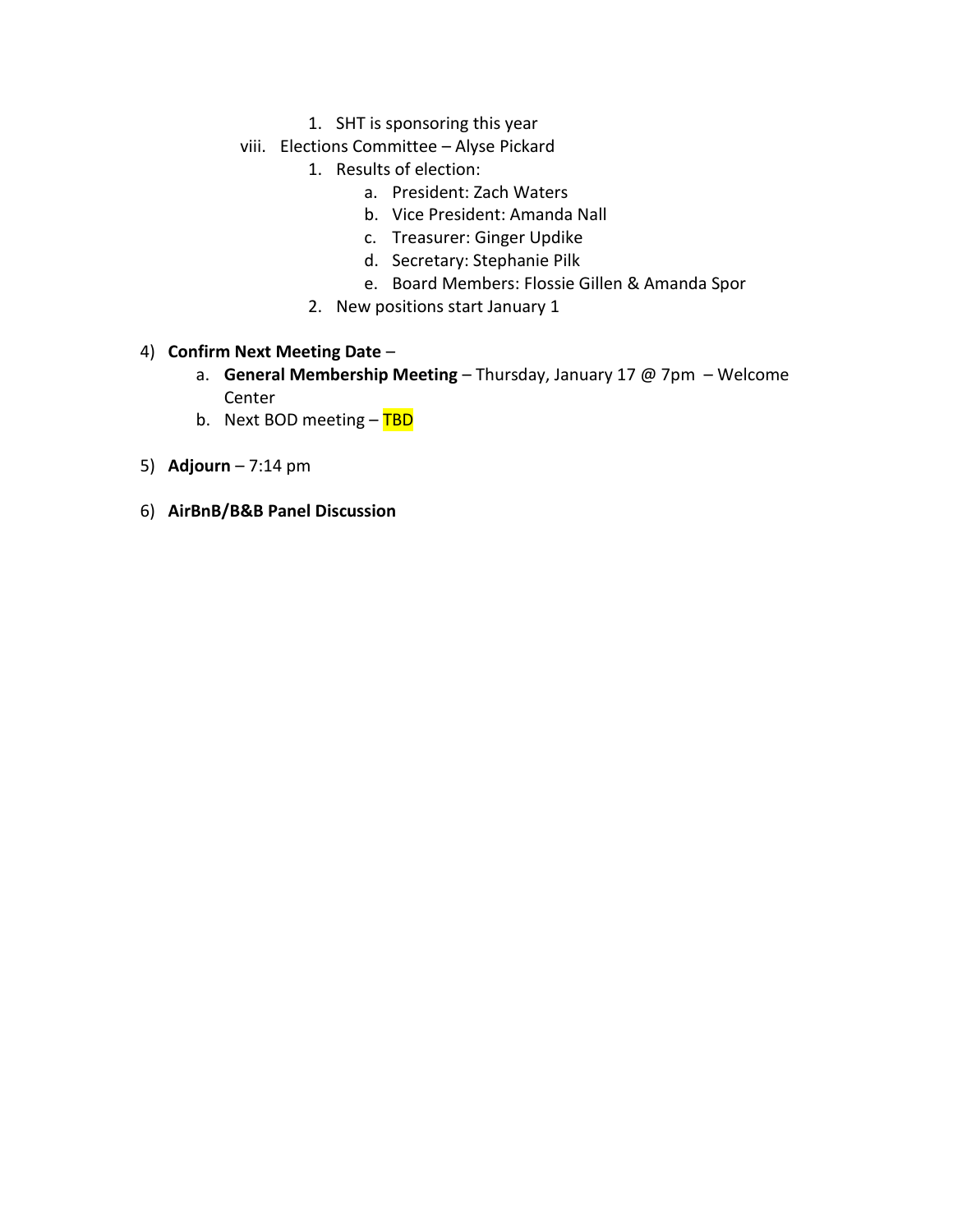1. SHT is sponsoring this year

viii. Elections Committee – Alyse Pickard

1. Results of election:
    a. President: Zach Waters
    b. Vice President: Amanda Nall
    c. Treasurer: Ginger Updike
    d. Secretary: Stephanie Pilk
    e. Board Members: Flossie Gillen & Amanda Spor
2. New positions start January 1

4) **Confirm Next Meeting Date** –
    a. **General Membership Meeting** – Thursday, January 17 @ 7pm – Welcome Center
    b. Next BOD meeting – TBD

5) **Adjourn** – 7:14 pm

6) **AirBnB/B&B Panel Discussion**